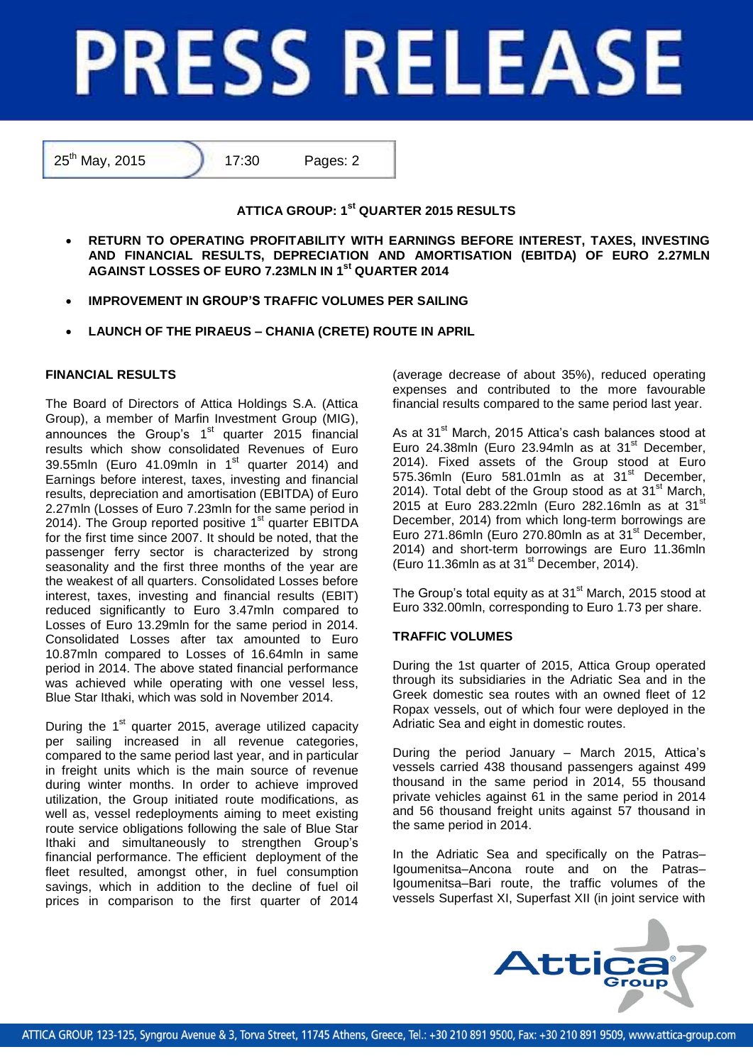# PRESS RELEASE

25th May, 2015 | 17:30 | Pages: 2

## ATTICA GROUP: 1st QUARTER 2015 RESULTS

- **RETURN TO OPERATING PROFITABILITY WITH EARNINGS BEFORE INTEREST, TAXES, INVESTING AND FINANCIAL RESULTS, DEPRECIATION AND AMORTISATION (EBITDA) OF EURO 2.27MLN AGAINST LOSSES OF EURO 7.23MLN IN 1st QUARTER 2014**
- **IMPROVEMENT IN GROUP'S TRAFFIC VOLUMES PER SAILING**
- **LAUNCH OF THE PIRAEUS – CHANIA (CRETE) ROUTE IN APRIL**

### FINANCIAL RESULTS

The Board of Directors of Attica Holdings S.A. (Attica Group), a member of Marfin Investment Group (MIG), announces the Group's 1st quarter 2015 financial results which show consolidated Revenues of Euro 39.55mln (Euro 41.09mln in 1st quarter 2014) and Earnings before interest, taxes, investing and financial results, depreciation and amortisation (EBITDA) of Euro 2.27mln (Losses of Euro 7.23mln for the same period in 2014). The Group reported positive 1st quarter EBITDA for the first time since 2007. It should be noted, that the passenger ferry sector is characterized by strong seasonality and the first three months of the year are the weakest of all quarters. Consolidated Losses before interest, taxes, investing and financial results (EBIT) reduced significantly to Euro 3.47mln compared to Losses of Euro 13.29mln for the same period in 2014. Consolidated Losses after tax amounted to Euro 10.87mln compared to Losses of 16.64mln in same period in 2014. The above stated financial performance was achieved while operating with one vessel less, Blue Star Ithaki, which was sold in November 2014.

During the 1st quarter 2015, average utilized capacity per sailing increased in all revenue categories, compared to the same period last year, and in particular in freight units which is the main source of revenue during winter months. In order to achieve improved utilization, the Group initiated route modifications, as well as, vessel redeployments aiming to meet existing route service obligations following the sale of Blue Star Ithaki and simultaneously to strengthen Group's financial performance. The efficient deployment of the fleet resulted, amongst other, in fuel consumption savings, which in addition to the decline of fuel oil prices in comparison to the first quarter of 2014 (average decrease of about 35%), reduced operating expenses and contributed to the more favourable financial results compared to the same period last year.

As at 31st March, 2015 Attica's cash balances stood at Euro 24.38mln (Euro 23.94mln as at 31st December, 2014). Fixed assets of the Group stood at Euro 575.36mln (Euro 581.01mln as at 31st December, 2014). Total debt of the Group stood as at 31st March, 2015 at Euro 283.22mln (Euro 282.16mln as at 31st December, 2014) from which long-term borrowings are Euro 271.86mln (Euro 270.80mln as at 31st December, 2014) and short-term borrowings are Euro 11.36mln (Euro 11.36mln as at 31st December, 2014).

The Group's total equity as at 31st March, 2015 stood at Euro 332.00mln, corresponding to Euro 1.73 per share.

### TRAFFIC VOLUMES

During the 1st quarter of 2015, Attica Group operated through its subsidiaries in the Adriatic Sea and in the Greek domestic sea routes with an owned fleet of 12 Ropax vessels, out of which four were deployed in the Adriatic Sea and eight in domestic routes.

During the period January – March 2015, Attica's vessels carried 438 thousand passengers against 499 thousand in the same period in 2014, 55 thousand private vehicles against 61 in the same period in 2014 and 56 thousand freight units against 57 thousand in the same period in 2014.

In the Adriatic Sea and specifically on the Patras–Igoumenitsa–Ancona route and on the Patras–Igoumenitsa–Bari route, the traffic volumes of the vessels Superfast XI, Superfast XII (in joint service with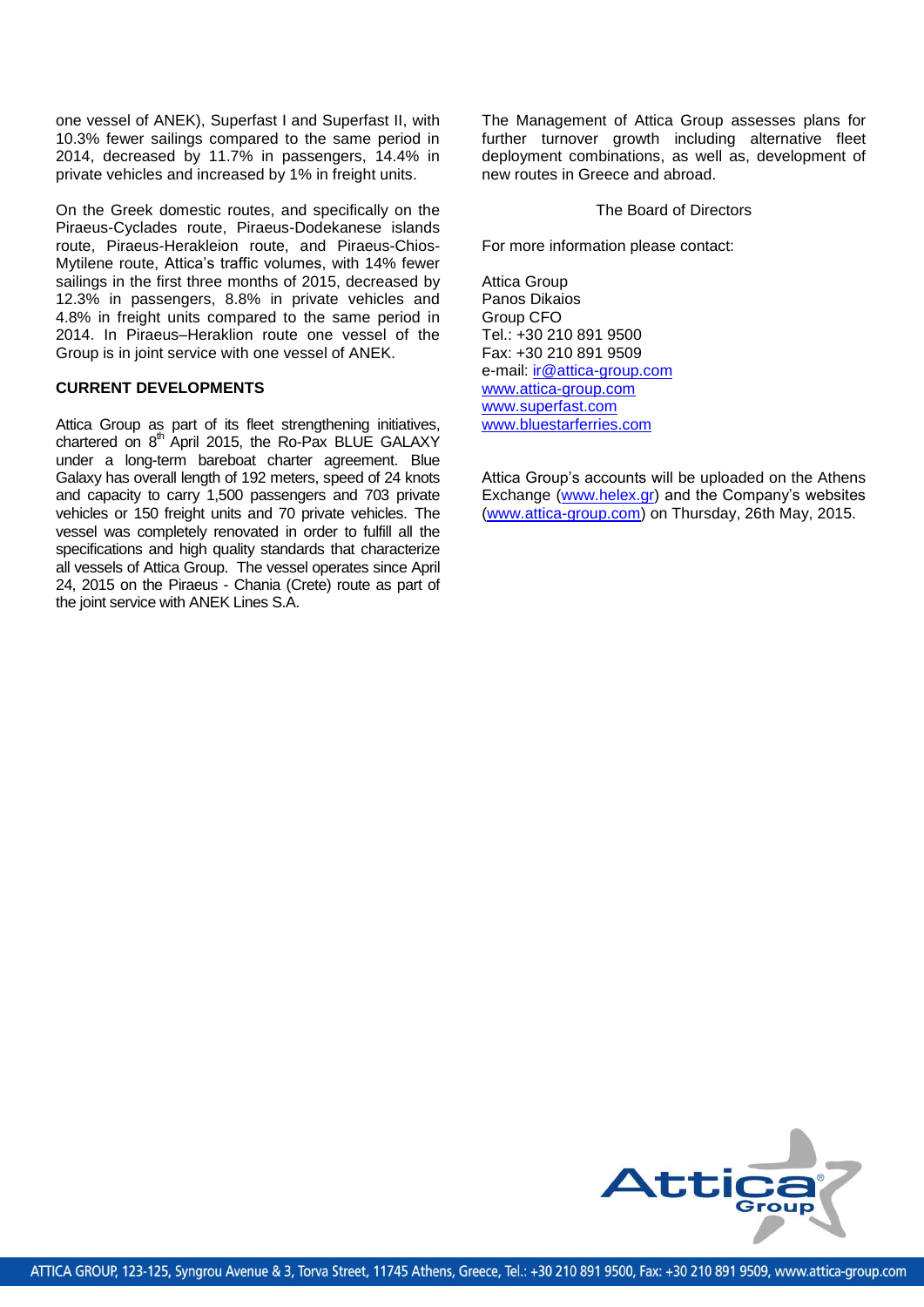one vessel of ANEK), Superfast I and Superfast II, with 10.3% fewer sailings compared to the same period in 2014, decreased by 11.7% in passengers, 14.4% in private vehicles and increased by 1% in freight units.

On the Greek domestic routes, and specifically on the Piraeus-Cyclades route, Piraeus-Dodekanese islands route, Piraeus-Herakleion route, and Piraeus-Chios-Mytilene route, Attica's traffic volumes, with 14% fewer sailings in the first three months of 2015, decreased by 12.3% in passengers, 8.8% in private vehicles and 4.8% in freight units compared to the same period in 2014. In Piraeus–Heraklion route one vessel of the Group is in joint service with one vessel of ANEK.

**CURRENT DEVELOPMENTS**

Attica Group as part of its fleet strengthening initiatives, chartered on 8th April 2015, the Ro-Pax BLUE GALAXY under a long-term bareboat charter agreement. Blue Galaxy has overall length of 192 meters, speed of 24 knots and capacity to carry 1,500 passengers and 703 private vehicles or 150 freight units and 70 private vehicles. The vessel was completely renovated in order to fulfill all the specifications and high quality standards that characterize all vessels of Attica Group. The vessel operates since April 24, 2015 on the Piraeus - Chania (Crete) route as part of the joint service with ANEK Lines S.A.

The Management of Attica Group assesses plans for further turnover growth including alternative fleet deployment combinations, as well as, development of new routes in Greece and abroad.

The Board of Directors

For more information please contact:

Attica Group
Panos Dikaios
Group CFO
Tel.: +30 210 891 9500
Fax: +30 210 891 9509
e-mail: ir@attica-group.com
www.attica-group.com
www.superfast.com
www.bluestarferries.com

Attica Group's accounts will be uploaded on the Athens Exchange (www.helex.gr) and the Company's websites (www.attica-group.com) on Thursday, 26th May, 2015.